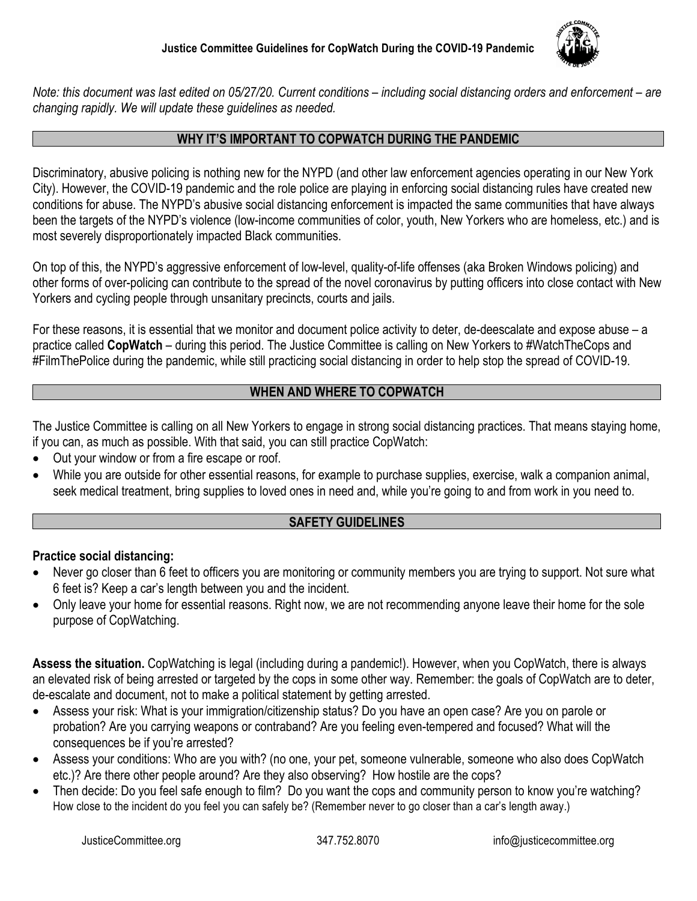# Justice Committee Guidelines for CopWatch During the COVID-19 Pandemic

*Note: this document was last edited on 05/27/20. Current conditions – including social distancing orders and enforcement – are changing rapidly. We will update these guidelines as needed.*

## WHY IT'S IMPORTANT TO COPWATCH DURING THE PANDEMIC

Discriminatory, abusive policing is nothing new for the NYPD (and other law enforcement agencies operating in our New York City). However, the COVID-19 pandemic and the role police are playing in enforcing social distancing rules have created new conditions for abuse. The NYPD's abusive social distancing enforcement is impacted the same communities that have always been the targets of the NYPD's violence (low-income communities of color, youth, New Yorkers who are homeless, etc.) and is most severely disproportionately impacted Black communities.

On top of this, the NYPD's aggressive enforcement of low-level, quality-of-life offenses (aka Broken Windows policing) and other forms of over-policing can contribute to the spread of the novel coronavirus by putting officers into close contact with New Yorkers and cycling people through unsanitary precincts, courts and jails.

For these reasons, it is essential that we monitor and document police activity to deter, de-deescalate and expose abuse – a practice called **CopWatch** – during this period. The Justice Committee is calling on New Yorkers to #WatchTheCops and #FilmThePolice during the pandemic, while still practicing social distancing in order to help stop the spread of COVID-19.

## WHEN AND WHERE TO COPWATCH

The Justice Committee is calling on all New Yorkers to engage in strong social distancing practices. That means staying home, if you can, as much as possible. With that said, you can still practice CopWatch:

- Out your window or from a fire escape or roof.
- While you are outside for other essential reasons, for example to purchase supplies, exercise, walk a companion animal, seek medical treatment, bring supplies to loved ones in need and, while you're going to and from work in you need to.

## SAFETY GUIDELINES

**Practice social distancing:**

- Never go closer than 6 feet to officers you are monitoring or community members you are trying to support. Not sure what 6 feet is? Keep a car's length between you and the incident.
- Only leave your home for essential reasons. Right now, we are not recommending anyone leave their home for the sole purpose of CopWatching.

**Assess the situation.** CopWatching is legal (including during a pandemic!). However, when you CopWatch, there is always an elevated risk of being arrested or targeted by the cops in some other way. Remember: the goals of CopWatch are to deter, de-escalate and document, not to make a political statement by getting arrested.

- Assess your risk: What is your immigration/citizenship status? Do you have an open case? Are you on parole or probation? Are you carrying weapons or contraband? Are you feeling even-tempered and focused? What will the consequences be if you're arrested?
- Assess your conditions: Who are you with? (no one, your pet, someone vulnerable, someone who also does CopWatch etc.)? Are there other people around? Are they also observing? How hostile are the cops?
- Then decide: Do you feel safe enough to film? Do you want the cops and community person to know you're watching? How close to the incident do you feel you can safely be? (Remember never to go closer than a car's length away.)

JusticeCommittee.org | 347.752.8070 | info@justicecommittee.org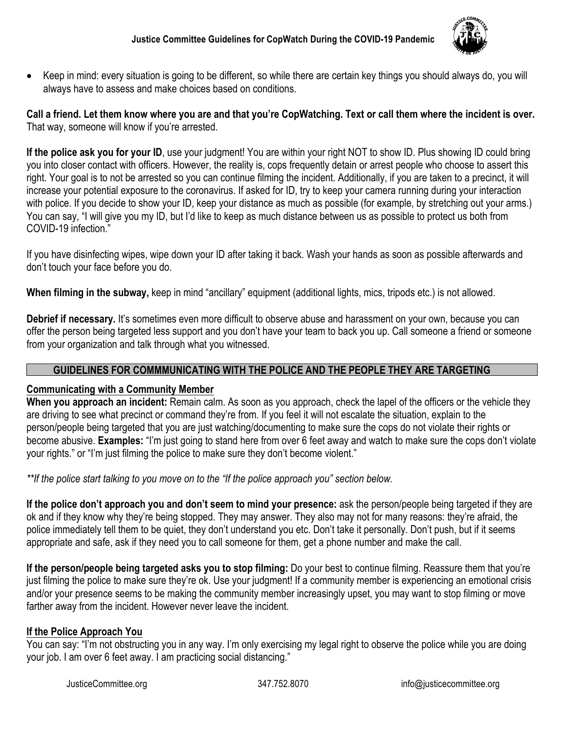- Keep in mind: every situation is going to be different, so while there are certain key things you should always do, you will always have to assess and make choices based on conditions.

**Call a friend. Let them know where you are and that you're CopWatching. Text or call them where the incident is over.** That way, someone will know if you're arrested.

**If the police ask you for your ID**, use your judgment! You are within your right NOT to show ID. Plus showing ID could bring you into closer contact with officers. However, the reality is, cops frequently detain or arrest people who choose to assert this right. Your goal is to not be arrested so you can continue filming the incident. Additionally, if you are taken to a precinct, it will increase your potential exposure to the coronavirus. If asked for ID, try to keep your camera running during your interaction with police. If you decide to show your ID, keep your distance as much as possible (for example, by stretching out your arms.) You can say, "I will give you my ID, but I'd like to keep as much distance between us as possible to protect us both from COVID-19 infection."

If you have disinfecting wipes, wipe down your ID after taking it back. Wash your hands as soon as possible afterwards and don't touch your face before you do.

**When filming in the subway,** keep in mind "ancillary" equipment (additional lights, mics, tripods etc.) is not allowed.

**Debrief if necessary.** It's sometimes even more difficult to observe abuse and harassment on your own, because you can offer the person being targeted less support and you don't have your team to back you up. Call someone a friend or someone from your organization and talk through what you witnessed.

## GUIDELINES FOR COMMMUNICATING WITH THE POLICE AND THE PEOPLE THEY ARE TARGETING

### Communicating with a Community Member

**When you approach an incident:** Remain calm. As soon as you approach, check the lapel of the officers or the vehicle they are driving to see what precinct or command they're from. If you feel it will not escalate the situation, explain to the person/people being targeted that you are just watching/documenting to make sure the cops do not violate their rights or become abusive. **Examples:** "I'm just going to stand here from over 6 feet away and watch to make sure the cops don't violate your rights." or "I'm just filming the police to make sure they don't become violent."

*\*\*If the police start talking to you move on to the "If the police approach you" section below.*

**If the police don't approach you and don't seem to mind your presence:** ask the person/people being targeted if they are ok and if they know why they're being stopped. They may answer. They also may not for many reasons: they're afraid, the police immediately tell them to be quiet, they don't understand you etc. Don't take it personally. Don't push, but if it seems appropriate and safe, ask if they need you to call someone for them, get a phone number and make the call.

**If the person/people being targeted asks you to stop filming:** Do your best to continue filming. Reassure them that you're just filming the police to make sure they're ok. Use your judgment! If a community member is experiencing an emotional crisis and/or your presence seems to be making the community member increasingly upset, you may want to stop filming or move farther away from the incident. However never leave the incident.

### If the Police Approach You

You can say: "I'm not obstructing you in any way. I'm only exercising my legal right to observe the police while you are doing your job. I am over 6 feet away. I am practicing social distancing."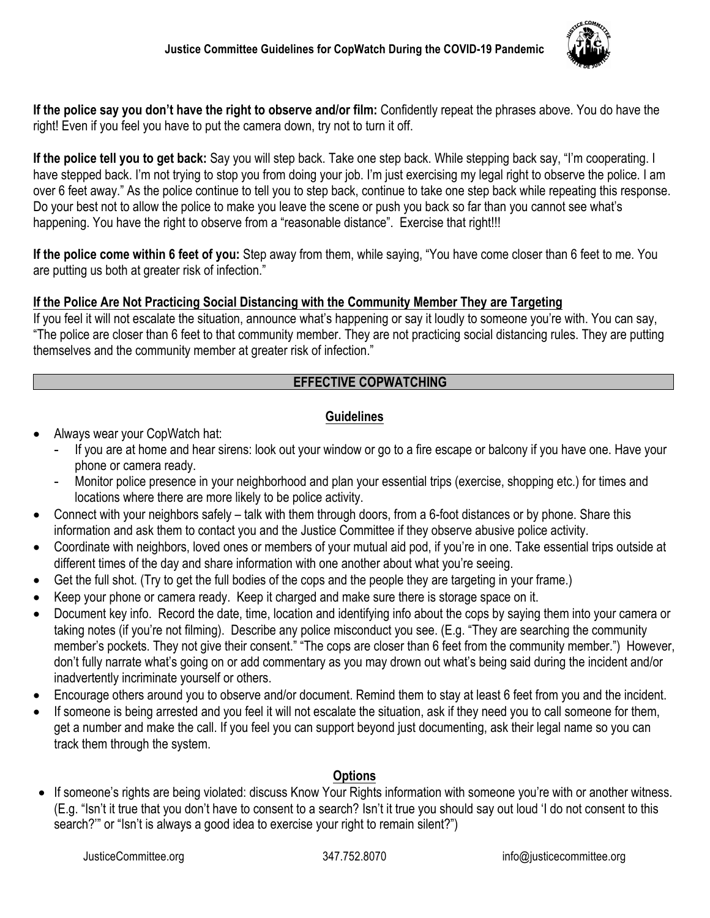**If the police say you don't have the right to observe and/or film:** Confidently repeat the phrases above. You do have the right! Even if you feel you have to put the camera down, try not to turn it off.

**If the police tell you to get back:** Say you will step back. Take one step back. While stepping back say, "I'm cooperating. I have stepped back. I'm not trying to stop you from doing your job. I'm just exercising my legal right to observe the police. I am over 6 feet away." As the police continue to tell you to step back, continue to take one step back while repeating this response. Do your best not to allow the police to make you leave the scene or push you back so far than you cannot see what's happening. You have the right to observe from a "reasonable distance". Exercise that right!!!

**If the police come within 6 feet of you:** Step away from them, while saying, "You have come closer than 6 feet to me. You are putting us both at greater risk of infection."

**<u>If the Police Are Not Practicing Social Distancing with the Community Member They are Targeting</u>**

If you feel it will not escalate the situation, announce what's happening or say it loudly to someone you're with. You can say, "The police are closer than 6 feet to that community member. They are not practicing social distancing rules. They are putting themselves and the community member at greater risk of infection."

## EFFECTIVE COPWATCHING

### <u>Guidelines</u>

- Always wear your CopWatch hat:
  - If you are at home and hear sirens: look out your window or go to a fire escape or balcony if you have one. Have your phone or camera ready.
  - Monitor police presence in your neighborhood and plan your essential trips (exercise, shopping etc.) for times and locations where there are more likely to be police activity.
- Connect with your neighbors safely – talk with them through doors, from a 6-foot distances or by phone. Share this information and ask them to contact you and the Justice Committee if they observe abusive police activity.
- Coordinate with neighbors, loved ones or members of your mutual aid pod, if you're in one. Take essential trips outside at different times of the day and share information with one another about what you're seeing.
- Get the full shot. (Try to get the full bodies of the cops and the people they are targeting in your frame.)
- Keep your phone or camera ready. Keep it charged and make sure there is storage space on it.
- Document key info. Record the date, time, location and identifying info about the cops by saying them into your camera or taking notes (if you're not filming). Describe any police misconduct you see. (E.g. "They are searching the community member's pockets. They not give their consent." "The cops are closer than 6 feet from the community member.") However, don't fully narrate what's going on or add commentary as you may drown out what's being said during the incident and/or inadvertently incriminate yourself or others.
- Encourage others around you to observe and/or document. Remind them to stay at least 6 feet from you and the incident.
- If someone is being arrested and you feel it will not escalate the situation, ask if they need you to call someone for them, get a number and make the call. If you feel you can support beyond just documenting, ask their legal name so you can track them through the system.

### <u>Options</u>

- If someone's rights are being violated: discuss Know Your Rights information with someone you're with or another witness. (E.g. "Isn't it true that you don't have to consent to a search? Isn't it true you should say out loud 'I do not consent to this search?'" or "Isn't is always a good idea to exercise your right to remain silent?")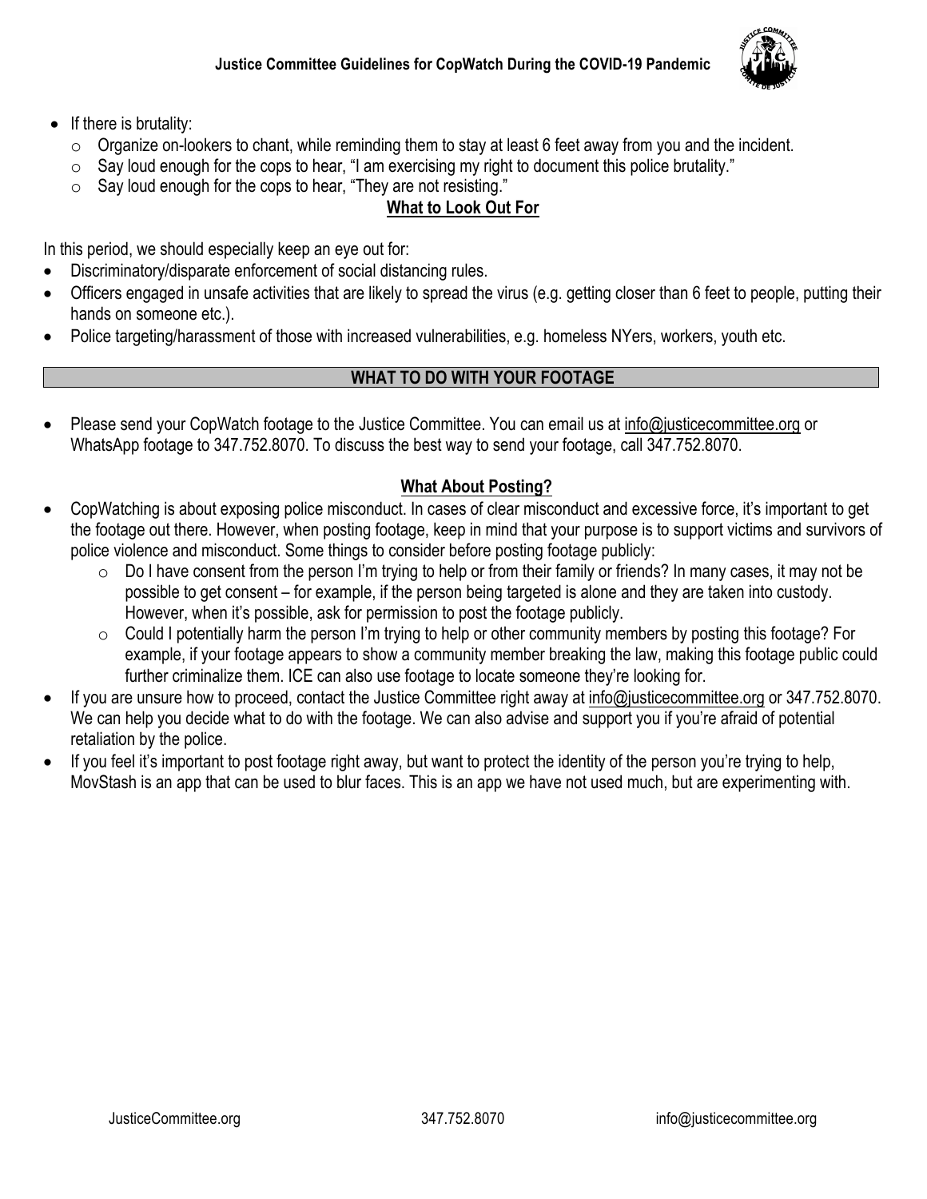- If there is brutality:
  - Organize on-lookers to chant, while reminding them to stay at least 6 feet away from you and the incident.
  - Say loud enough for the cops to hear, “I am exercising my right to document this police brutality.”
  - Say loud enough for the cops to hear, “They are not resisting.”

### What to Look Out For

In this period, we should especially keep an eye out for:

- Discriminatory/disparate enforcement of social distancing rules.
- Officers engaged in unsafe activities that are likely to spread the virus (e.g. getting closer than 6 feet to people, putting their hands on someone etc.).
- Police targeting/harassment of those with increased vulnerabilities, e.g. homeless NYers, workers, youth etc.

## WHAT TO DO WITH YOUR FOOTAGE

- Please send your CopWatch footage to the Justice Committee. You can email us at info@justicecommittee.org or WhatsApp footage to 347.752.8070. To discuss the best way to send your footage, call 347.752.8070.

### What About Posting?

- CopWatching is about exposing police misconduct. In cases of clear misconduct and excessive force, it’s important to get the footage out there. However, when posting footage, keep in mind that your purpose is to support victims and survivors of police violence and misconduct. Some things to consider before posting footage publicly:
  - Do I have consent from the person I’m trying to help or from their family or friends? In many cases, it may not be possible to get consent – for example, if the person being targeted is alone and they are taken into custody. However, when it’s possible, ask for permission to post the footage publicly.
  - Could I potentially harm the person I’m trying to help or other community members by posting this footage? For example, if your footage appears to show a community member breaking the law, making this footage public could further criminalize them. ICE can also use footage to locate someone they’re looking for.
- If you are unsure how to proceed, contact the Justice Committee right away at info@justicecommittee.org or 347.752.8070. We can help you decide what to do with the footage. We can also advise and support you if you’re afraid of potential retaliation by the police.
- If you feel it’s important to post footage right away, but want to protect the identity of the person you’re trying to help, MovStash is an app that can be used to blur faces. This is an app we have not used much, but are experimenting with.